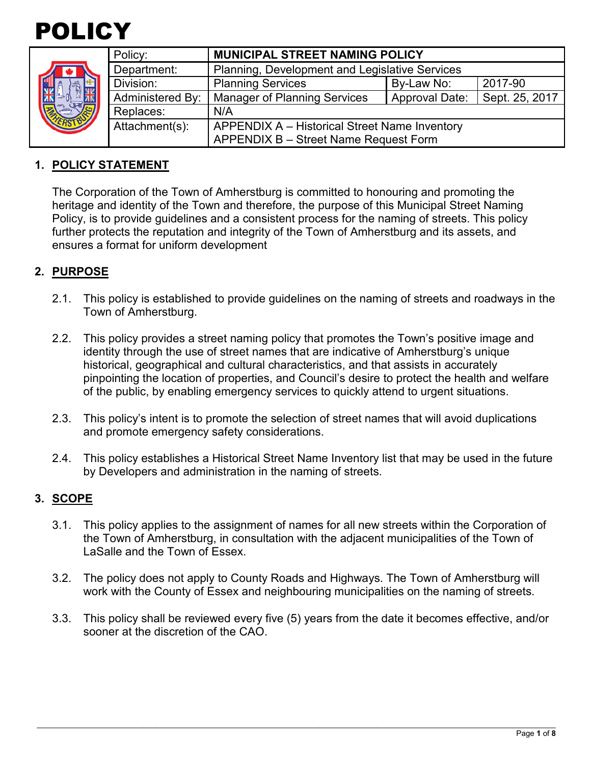# POLICY

| Policy: | MUNICIPAL STREET NAMING POLICY | | |
|---|---|---|---|
| Department: | Planning, Development and Legislative Services | | |
| Division: | Planning Services | By-Law No: | 2017-90 |
| Administered By: | Manager of Planning Services | Approval Date: | Sept. 25, 2017 |
| Replaces: | N/A | | |
| Attachment(s): | APPENDIX A – Historical Street Name Inventory<br>APPENDIX B – Street Name Request Form | | |

## 1. POLICY STATEMENT

The Corporation of the Town of Amherstburg is committed to honouring and promoting the heritage and identity of the Town and therefore, the purpose of this Municipal Street Naming Policy, is to provide guidelines and a consistent process for the naming of streets. This policy further protects the reputation and integrity of the Town of Amherstburg and its assets, and ensures a format for uniform development

## 2. PURPOSE

2.1. This policy is established to provide guidelines on the naming of streets and roadways in the Town of Amherstburg.

2.2. This policy provides a street naming policy that promotes the Town's positive image and identity through the use of street names that are indicative of Amherstburg's unique historical, geographical and cultural characteristics, and that assists in accurately pinpointing the location of properties, and Council's desire to protect the health and welfare of the public, by enabling emergency services to quickly attend to urgent situations.

2.3. This policy's intent is to promote the selection of street names that will avoid duplications and promote emergency safety considerations.

2.4. This policy establishes a Historical Street Name Inventory list that may be used in the future by Developers and administration in the naming of streets.

## 3. SCOPE

3.1. This policy applies to the assignment of names for all new streets within the Corporation of the Town of Amherstburg, in consultation with the adjacent municipalities of the Town of LaSalle and the Town of Essex.

3.2. The policy does not apply to County Roads and Highways. The Town of Amherstburg will work with the County of Essex and neighbouring municipalities on the naming of streets.

3.3. This policy shall be reviewed every five (5) years from the date it becomes effective, and/or sooner at the discretion of the CAO.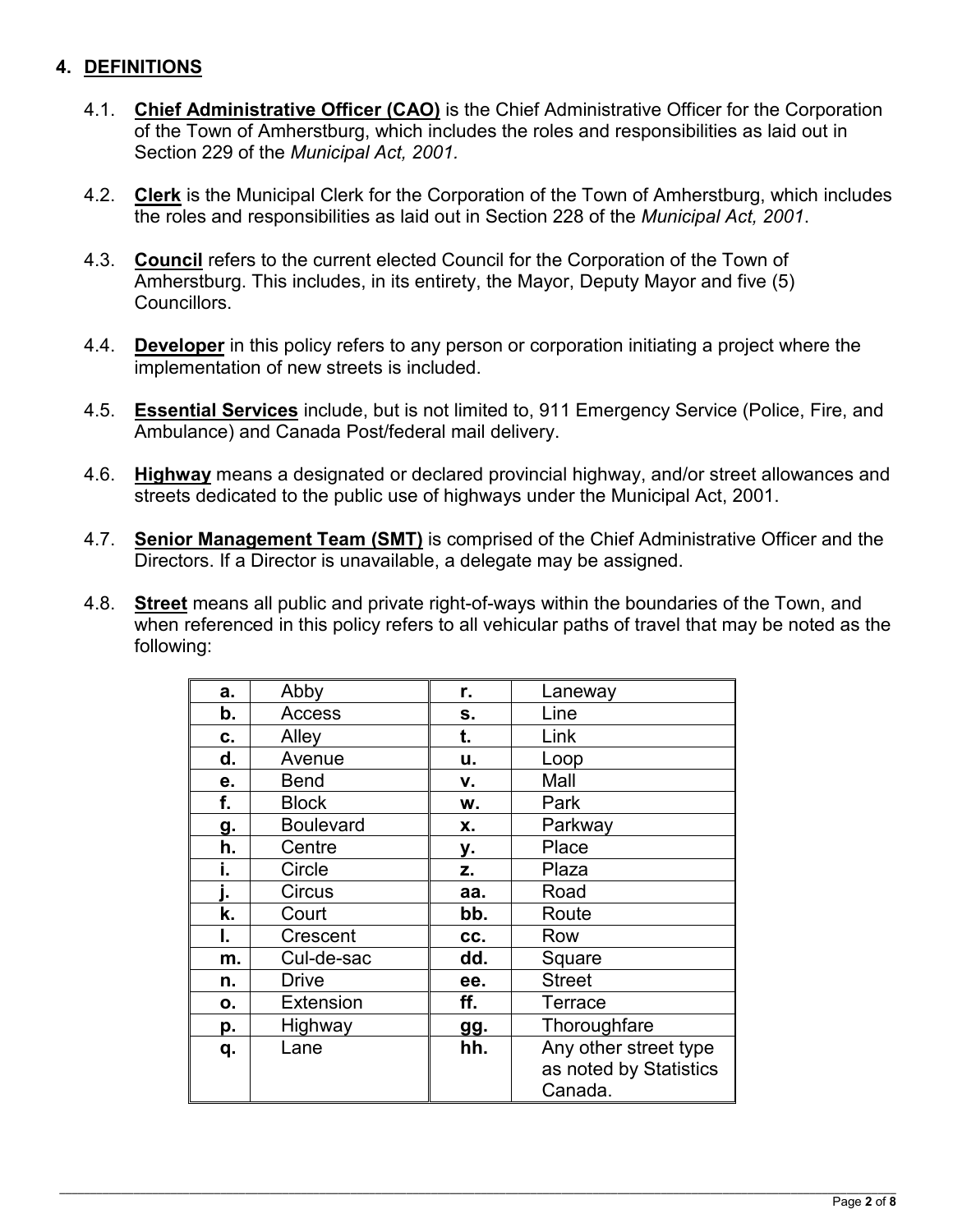## 4. DEFINITIONS

4.1. **Chief Administrative Officer (CAO)** is the Chief Administrative Officer for the Corporation of the Town of Amherstburg, which includes the roles and responsibilities as laid out in Section 229 of the *Municipal Act, 2001.*

4.2. **Clerk** is the Municipal Clerk for the Corporation of the Town of Amherstburg, which includes the roles and responsibilities as laid out in Section 228 of the *Municipal Act, 2001*.

4.3. **Council** refers to the current elected Council for the Corporation of the Town of Amherstburg. This includes, in its entirety, the Mayor, Deputy Mayor and five (5) Councillors.

4.4. **Developer** in this policy refers to any person or corporation initiating a project where the implementation of new streets is included.

4.5. **Essential Services** include, but is not limited to, 911 Emergency Service (Police, Fire, and Ambulance) and Canada Post/federal mail delivery.

4.6. **Highway** means a designated or declared provincial highway, and/or street allowances and streets dedicated to the public use of highways under the Municipal Act, 2001.

4.7. **Senior Management Team (SMT)** is comprised of the Chief Administrative Officer and the Directors. If a Director is unavailable, a delegate may be assigned.

4.8. **Street** means all public and private right-of-ways within the boundaries of the Town, and when referenced in this policy refers to all vehicular paths of travel that may be noted as the following:

| | | | |
|---|---|---|---|
| **a.** | Abby | **r.** | Laneway |
| **b.** | Access | **s.** | Line |
| **c.** | Alley | **t.** | Link |
| **d.** | Avenue | **u.** | Loop |
| **e.** | Bend | **v.** | Mall |
| **f.** | Block | **w.** | Park |
| **g.** | Boulevard | **x.** | Parkway |
| **h.** | Centre | **y.** | Place |
| **i.** | Circle | **z.** | Plaza |
| **j.** | Circus | **aa.** | Road |
| **k.** | Court | **bb.** | Route |
| **l.** | Crescent | **cc.** | Row |
| **m.** | Cul-de-sac | **dd.** | Square |
| **n.** | Drive | **ee.** | Street |
| **o.** | Extension | **ff.** | Terrace |
| **p.** | Highway | **gg.** | Thoroughfare |
| **q.** | Lane | **hh.** | Any other street type as noted by Statistics Canada. |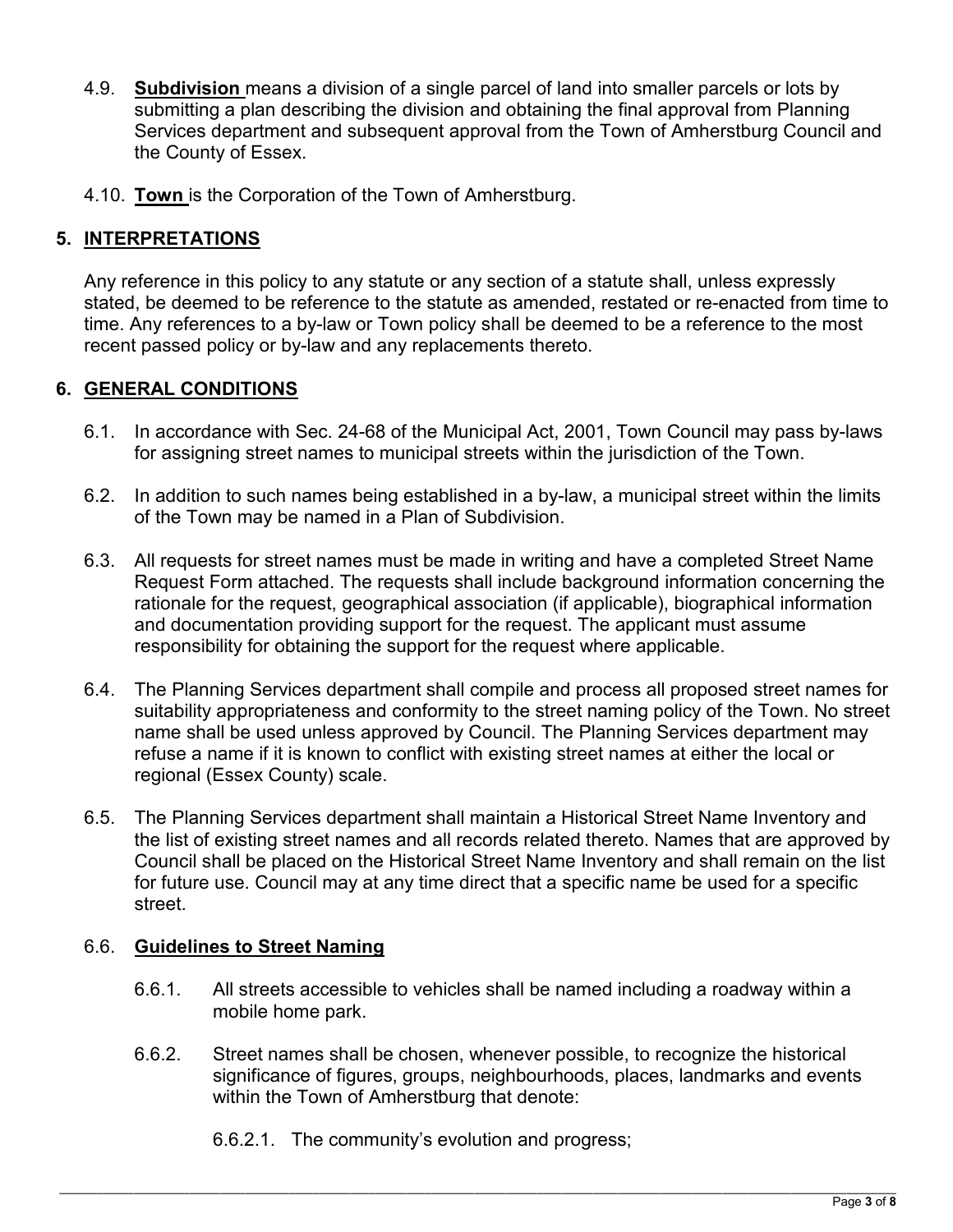4.9. **Subdivision** means a division of a single parcel of land into smaller parcels or lots by submitting a plan describing the division and obtaining the final approval from Planning Services department and subsequent approval from the Town of Amherstburg Council and the County of Essex.

4.10. **Town** is the Corporation of the Town of Amherstburg.

## 5. INTERPRETATIONS

Any reference in this policy to any statute or any section of a statute shall, unless expressly stated, be deemed to be reference to the statute as amended, restated or re-enacted from time to time. Any references to a by-law or Town policy shall be deemed to be a reference to the most recent passed policy or by-law and any replacements thereto.

## 6. GENERAL CONDITIONS

6.1. In accordance with Sec. 24-68 of the Municipal Act, 2001, Town Council may pass by-laws for assigning street names to municipal streets within the jurisdiction of the Town.

6.2. In addition to such names being established in a by-law, a municipal street within the limits of the Town may be named in a Plan of Subdivision.

6.3. All requests for street names must be made in writing and have a completed Street Name Request Form attached. The requests shall include background information concerning the rationale for the request, geographical association (if applicable), biographical information and documentation providing support for the request. The applicant must assume responsibility for obtaining the support for the request where applicable.

6.4. The Planning Services department shall compile and process all proposed street names for suitability appropriateness and conformity to the street naming policy of the Town. No street name shall be used unless approved by Council. The Planning Services department may refuse a name if it is known to conflict with existing street names at either the local or regional (Essex County) scale.

6.5. The Planning Services department shall maintain a Historical Street Name Inventory and the list of existing street names and all records related thereto. Names that are approved by Council shall be placed on the Historical Street Name Inventory and shall remain on the list for future use. Council may at any time direct that a specific name be used for a specific street.

### 6.6. Guidelines to Street Naming

6.6.1. All streets accessible to vehicles shall be named including a roadway within a mobile home park.

6.6.2. Street names shall be chosen, whenever possible, to recognize the historical significance of figures, groups, neighbourhoods, places, landmarks and events within the Town of Amherstburg that denote:

6.6.2.1. The community's evolution and progress;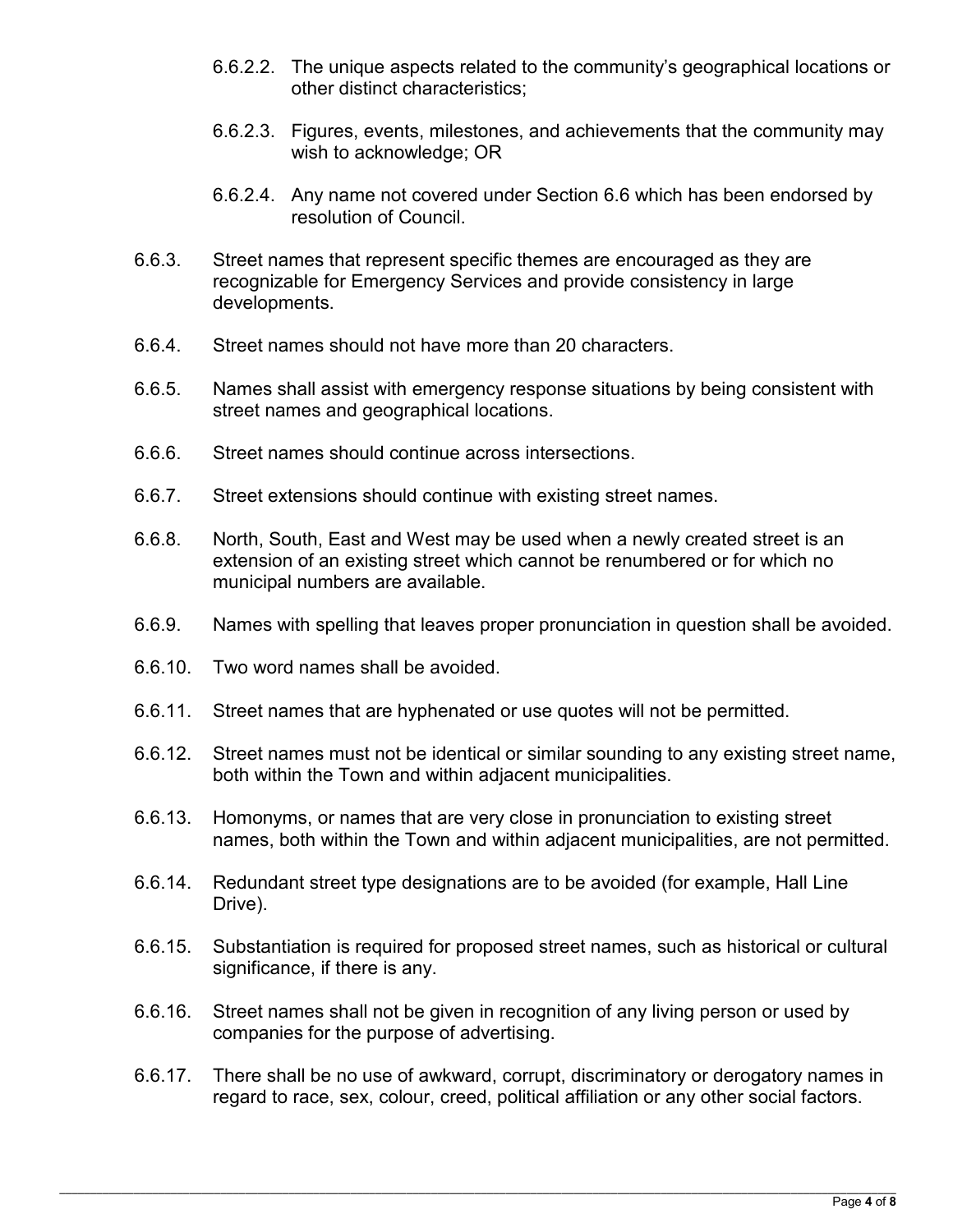6.6.2.2. The unique aspects related to the community's geographical locations or other distinct characteristics;

6.6.2.3. Figures, events, milestones, and achievements that the community may wish to acknowledge; OR

6.6.2.4. Any name not covered under Section 6.6 which has been endorsed by resolution of Council.

6.6.3. Street names that represent specific themes are encouraged as they are recognizable for Emergency Services and provide consistency in large developments.

6.6.4. Street names should not have more than 20 characters.

6.6.5. Names shall assist with emergency response situations by being consistent with street names and geographical locations.

6.6.6. Street names should continue across intersections.

6.6.7. Street extensions should continue with existing street names.

6.6.8. North, South, East and West may be used when a newly created street is an extension of an existing street which cannot be renumbered or for which no municipal numbers are available.

6.6.9. Names with spelling that leaves proper pronunciation in question shall be avoided.

6.6.10. Two word names shall be avoided.

6.6.11. Street names that are hyphenated or use quotes will not be permitted.

6.6.12. Street names must not be identical or similar sounding to any existing street name, both within the Town and within adjacent municipalities.

6.6.13. Homonyms, or names that are very close in pronunciation to existing street names, both within the Town and within adjacent municipalities, are not permitted.

6.6.14. Redundant street type designations are to be avoided (for example, Hall Line Drive).

6.6.15. Substantiation is required for proposed street names, such as historical or cultural significance, if there is any.

6.6.16. Street names shall not be given in recognition of any living person or used by companies for the purpose of advertising.

6.6.17. There shall be no use of awkward, corrupt, discriminatory or derogatory names in regard to race, sex, colour, creed, political affiliation or any other social factors.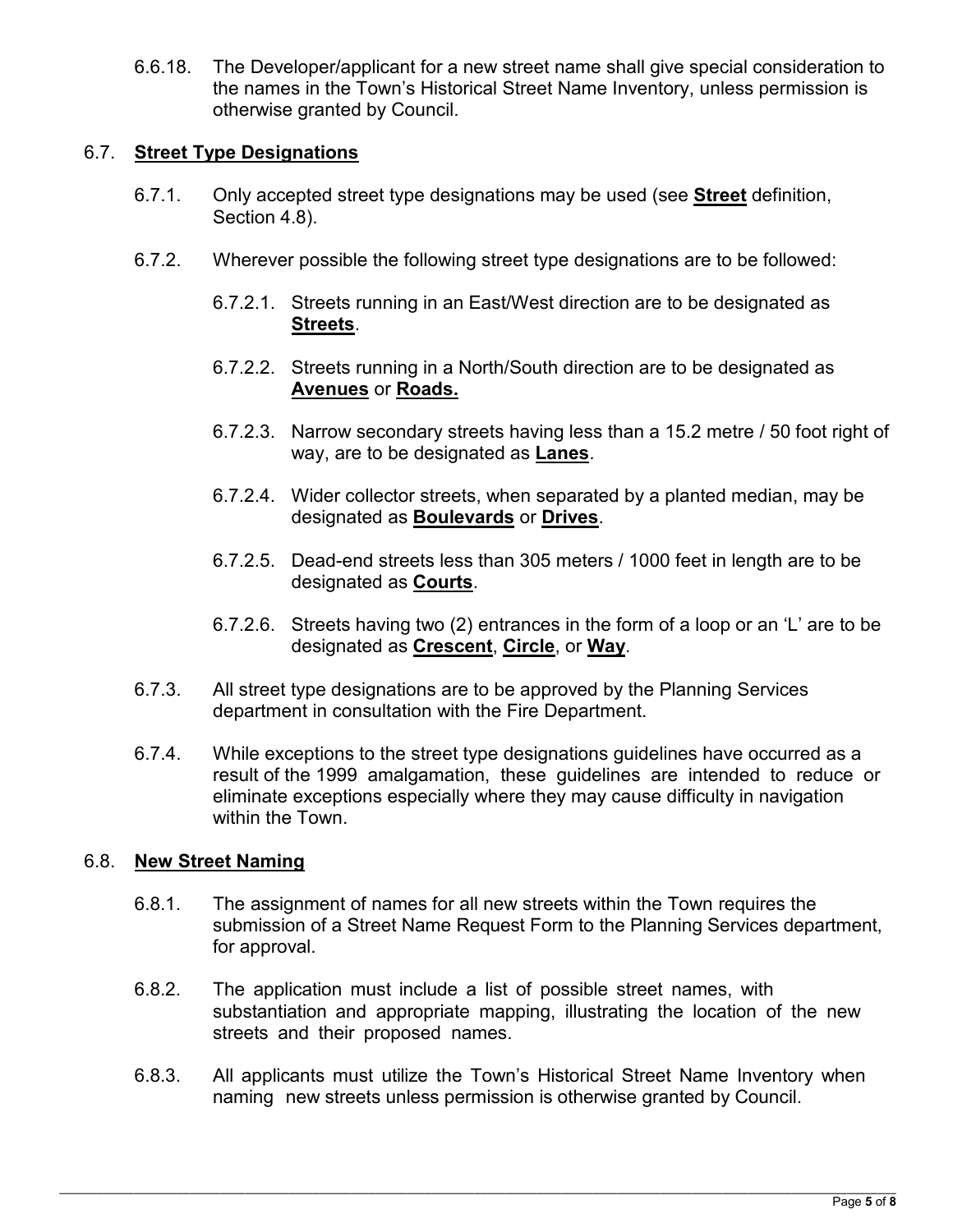6.6.18. The Developer/applicant for a new street name shall give special consideration to the names in the Town's Historical Street Name Inventory, unless permission is otherwise granted by Council.

## 6.7. **Street Type Designations**

6.7.1. Only accepted street type designations may be used (see **Street** definition, Section 4.8).

6.7.2. Wherever possible the following street type designations are to be followed:

6.7.2.1. Streets running in an East/West direction are to be designated as **Streets**.

6.7.2.2. Streets running in a North/South direction are to be designated as **Avenues** or **Roads.**

6.7.2.3. Narrow secondary streets having less than a 15.2 metre / 50 foot right of way, are to be designated as **Lanes**.

6.7.2.4. Wider collector streets, when separated by a planted median, may be designated as **Boulevards** or **Drives**.

6.7.2.5. Dead-end streets less than 305 meters / 1000 feet in length are to be designated as **Courts**.

6.7.2.6. Streets having two (2) entrances in the form of a loop or an 'L' are to be designated as **Crescent**, **Circle**, or **Way**.

6.7.3. All street type designations are to be approved by the Planning Services department in consultation with the Fire Department.

6.7.4. While exceptions to the street type designations guidelines have occurred as a result of the 1999 amalgamation, these guidelines are intended to reduce or eliminate exceptions especially where they may cause difficulty in navigation within the Town.

## 6.8. **New Street Naming**

6.8.1. The assignment of names for all new streets within the Town requires the submission of a Street Name Request Form to the Planning Services department, for approval.

6.8.2. The application must include a list of possible street names, with substantiation and appropriate mapping, illustrating the location of the new streets and their proposed names.

6.8.3. All applicants must utilize the Town's Historical Street Name Inventory when naming new streets unless permission is otherwise granted by Council.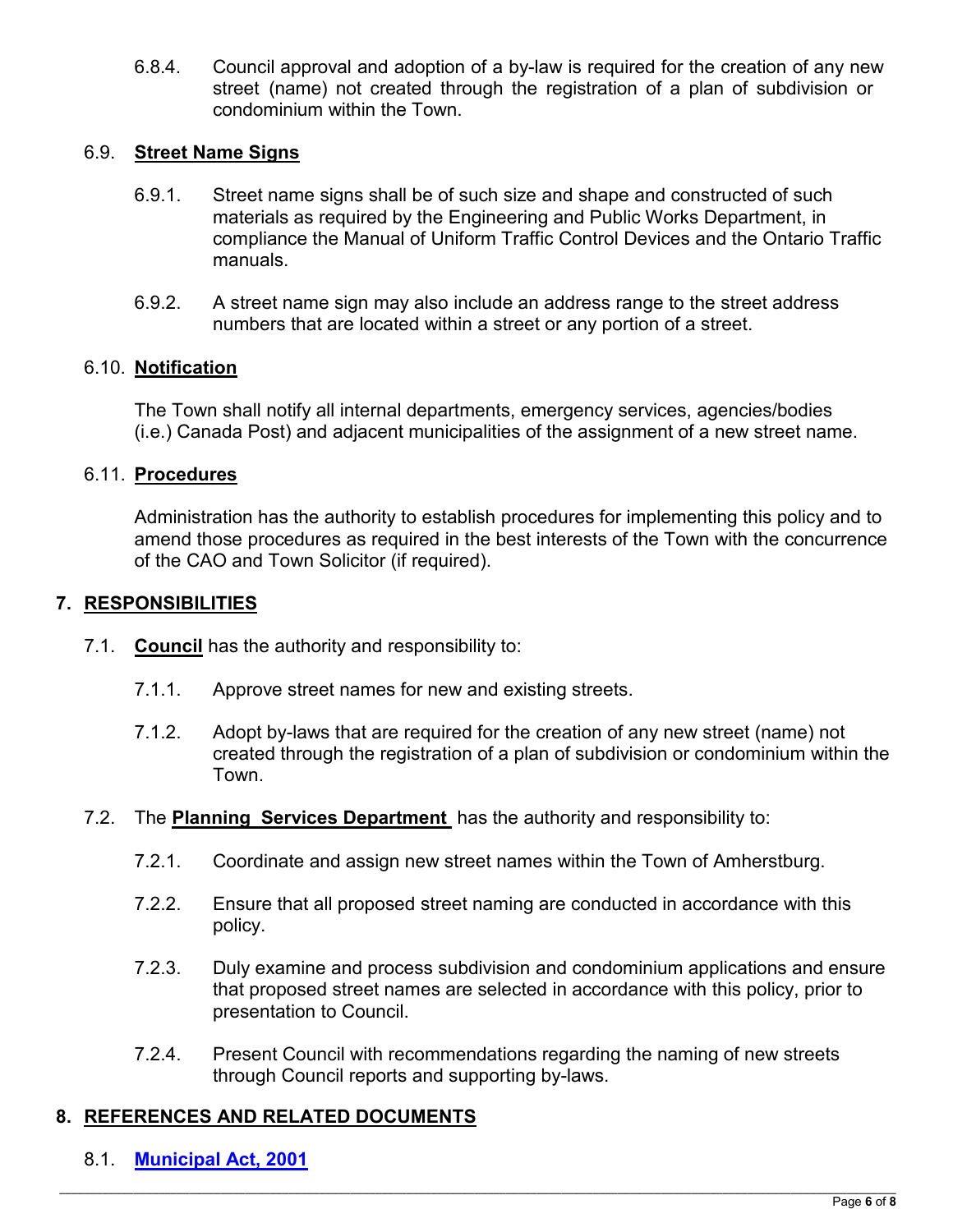6.8.4. Council approval and adoption of a by-law is required for the creation of any new street (name) not created through the registration of a plan of subdivision or condominium within the Town.

### 6.9. **Street Name Signs**

6.9.1. Street name signs shall be of such size and shape and constructed of such materials as required by the Engineering and Public Works Department, in compliance the Manual of Uniform Traffic Control Devices and the Ontario Traffic manuals.

6.9.2. A street name sign may also include an address range to the street address numbers that are located within a street or any portion of a street.

### 6.10. **Notification**

The Town shall notify all internal departments, emergency services, agencies/bodies (i.e.) Canada Post) and adjacent municipalities of the assignment of a new street name.

### 6.11. **Procedures**

Administration has the authority to establish procedures for implementing this policy and to amend those procedures as required in the best interests of the Town with the concurrence of the CAO and Town Solicitor (if required).

## 7. RESPONSIBILITIES

7.1. **Council** has the authority and responsibility to:

7.1.1. Approve street names for new and existing streets.

7.1.2. Adopt by-laws that are required for the creation of any new street (name) not created through the registration of a plan of subdivision or condominium within the Town.

7.2. The **Planning Services Department** has the authority and responsibility to:

7.2.1. Coordinate and assign new street names within the Town of Amherstburg.

7.2.2. Ensure that all proposed street naming are conducted in accordance with this policy.

7.2.3. Duly examine and process subdivision and condominium applications and ensure that proposed street names are selected in accordance with this policy, prior to presentation to Council.

7.2.4. Present Council with recommendations regarding the naming of new streets through Council reports and supporting by-laws.

## 8. REFERENCES AND RELATED DOCUMENTS

8.1. **Municipal Act, 2001**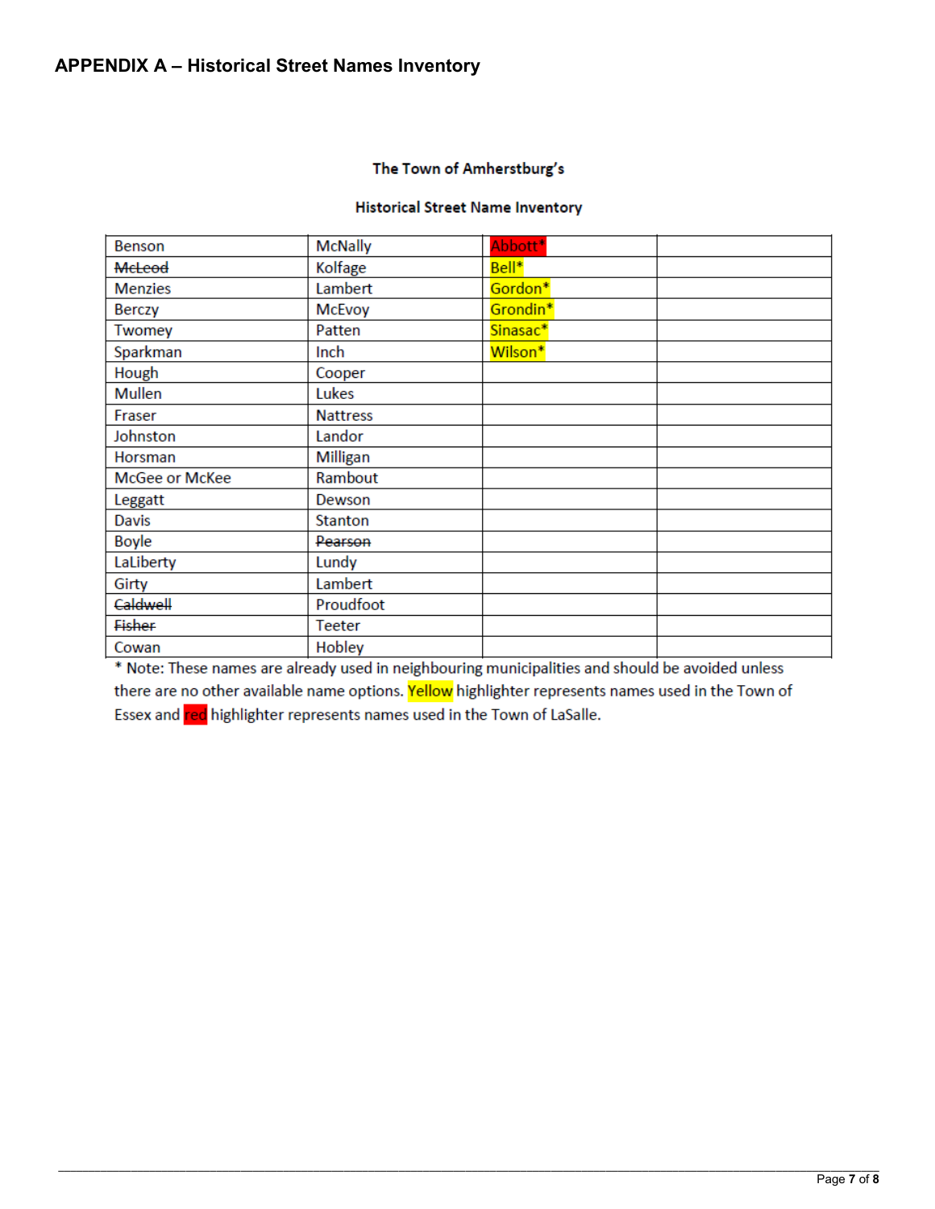## APPENDIX A – Historical Street Names Inventory

**The Town of Amherstburg's**

**Historical Street Name Inventory**

| | | | |
|---|---|---|---|
| Benson | McNally | Abbott* | |
| ~~McLeod~~ | Kolfage | Bell* | |
| Menzies | Lambert | Gordon* | |
| Berczy | McEvoy | Grondin* | |
| Twomey | Patten | Sinasac* | |
| Sparkman | Inch | Wilson* | |
| Hough | Cooper | | |
| Mullen | Lukes | | |
| Fraser | Nattress | | |
| Johnston | Landor | | |
| Horsman | Milligan | | |
| McGee or McKee | Rambout | | |
| Leggatt | Dewson | | |
| Davis | Stanton | | |
| Boyle | ~~Pearson~~ | | |
| LaLiberty | Lundy | | |
| Girty | Lambert | | |
| ~~Caldwell~~ | Proudfoot | | |
| ~~Fisher~~ | Teeter | | |
| Cowan | Hobley | | |

* Note: These names are already used in neighbouring municipalities and should be avoided unless there are no other available name options. Yellow highlighter represents names used in the Town of Essex and red highlighter represents names used in the Town of LaSalle.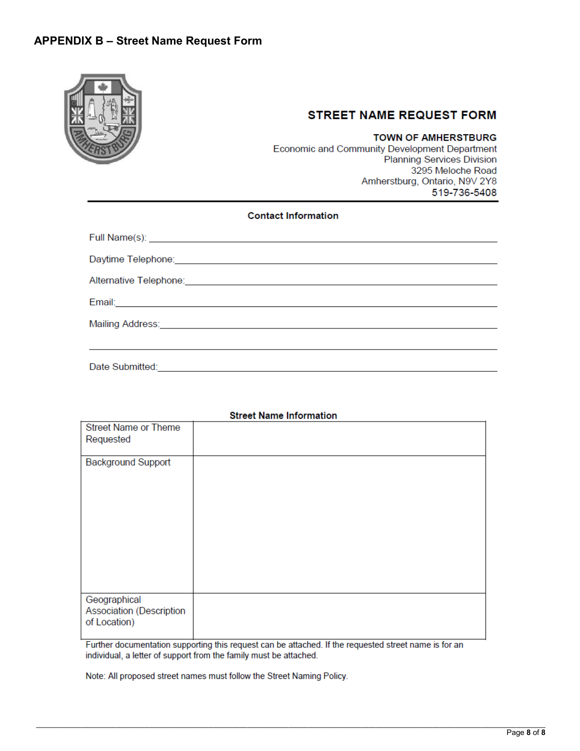## APPENDIX B – Street Name Request Form

# STREET NAME REQUEST FORM

**TOWN OF AMHERSTBURG**
Economic and Community Development Department
Planning Services Division
3295 Meloche Road
Amherstburg, Ontario, N9V 2Y8
519-736-5408

---

**Contact Information**

Full Name(s): ____________________________________________

Daytime Telephone: ____________________________________________

Alternative Telephone: ____________________________________________

Email: ____________________________________________

Mailing Address: ____________________________________________

____________________________________________

Date Submitted: ____________________________________________

**Street Name Information**

| | |
|---|---|
| Street Name or Theme Requested | |
| Background Support | |
| Geographical Association (Description of Location) | |

Further documentation supporting this request can be attached. If the requested street name is for an individual, a letter of support from the family must be attached.

Note: All proposed street names must follow the Street Naming Policy.